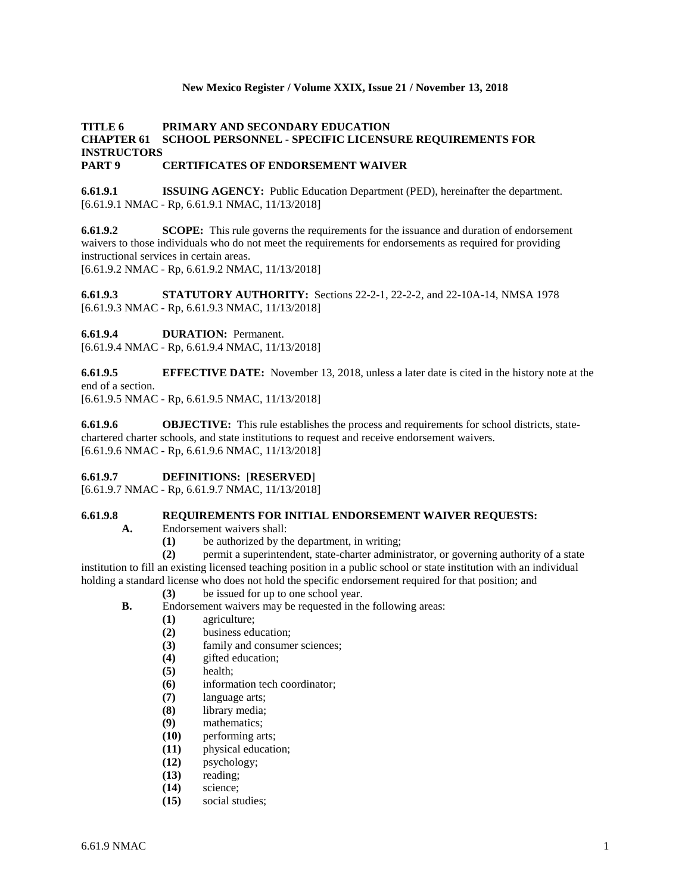**TITLE 6 PRIMARY AND SECONDARY EDUCATION**
**CHAPTER 61 SCHOOL PERSONNEL - SPECIFIC LICENSURE REQUIREMENTS FOR INSTRUCTORS**
**PART 9 CERTIFICATES OF ENDORSEMENT WAIVER**

**6.61.9.1 ISSUING AGENCY:** Public Education Department (PED), hereinafter the department.
[6.61.9.1 NMAC - Rp, 6.61.9.1 NMAC, 11/13/2018]

**6.61.9.2 SCOPE:** This rule governs the requirements for the issuance and duration of endorsement waivers to those individuals who do not meet the requirements for endorsements as required for providing instructional services in certain areas.
[6.61.9.2 NMAC - Rp, 6.61.9.2 NMAC, 11/13/2018]

**6.61.9.3 STATUTORY AUTHORITY:** Sections 22-2-1, 22-2-2, and 22-10A-14, NMSA 1978
[6.61.9.3 NMAC - Rp, 6.61.9.3 NMAC, 11/13/2018]

**6.61.9.4 DURATION:** Permanent.
[6.61.9.4 NMAC - Rp, 6.61.9.4 NMAC, 11/13/2018]

**6.61.9.5 EFFECTIVE DATE:** November 13, 2018, unless a later date is cited in the history note at the end of a section.
[6.61.9.5 NMAC - Rp, 6.61.9.5 NMAC, 11/13/2018]

**6.61.9.6 OBJECTIVE:** This rule establishes the process and requirements for school districts, state-chartered charter schools, and state institutions to request and receive endorsement waivers.
[6.61.9.6 NMAC - Rp, 6.61.9.6 NMAC, 11/13/2018]

**6.61.9.7 DEFINITIONS:** [**RESERVED**]
[6.61.9.7 NMAC - Rp, 6.61.9.7 NMAC, 11/13/2018]

**6.61.9.8 REQUIREMENTS FOR INITIAL ENDORSEMENT WAIVER REQUESTS:**

**A.** Endorsement waivers shall:

**(1)** be authorized by the department, in writing;

**(2)** permit a superintendent, state-charter administrator, or governing authority of a state institution to fill an existing licensed teaching position in a public school or state institution with an individual holding a standard license who does not hold the specific endorsement required for that position; and

**(3)** be issued for up to one school year.

**B.** Endorsement waivers may be requested in the following areas:

**(1)** agriculture;
**(2)** business education;
**(3)** family and consumer sciences;
**(4)** gifted education;
**(5)** health;
**(6)** information tech coordinator;
**(7)** language arts;
**(8)** library media;
**(9)** mathematics;
**(10)** performing arts;
**(11)** physical education;
**(12)** psychology;
**(13)** reading;
**(14)** science;
**(15)** social studies;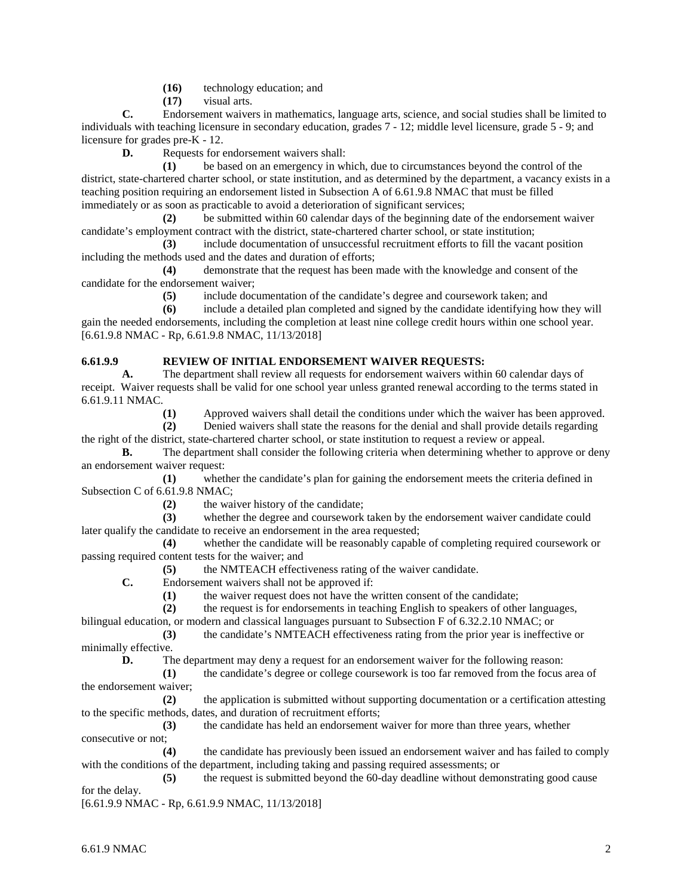**(16)** technology education; and

**(17)** visual arts.

**C.** Endorsement waivers in mathematics, language arts, science, and social studies shall be limited to individuals with teaching licensure in secondary education, grades 7 - 12; middle level licensure, grade 5 - 9; and licensure for grades pre-K - 12.

**D.** Requests for endorsement waivers shall:

**(1)** be based on an emergency in which, due to circumstances beyond the control of the district, state-chartered charter school, or state institution, and as determined by the department, a vacancy exists in a teaching position requiring an endorsement listed in Subsection A of 6.61.9.8 NMAC that must be filled immediately or as soon as practicable to avoid a deterioration of significant services;

**(2)** be submitted within 60 calendar days of the beginning date of the endorsement waiver candidate's employment contract with the district, state-chartered charter school, or state institution;

**(3)** include documentation of unsuccessful recruitment efforts to fill the vacant position including the methods used and the dates and duration of efforts;

**(4)** demonstrate that the request has been made with the knowledge and consent of the candidate for the endorsement waiver;

**(5)** include documentation of the candidate's degree and coursework taken; and

**(6)** include a detailed plan completed and signed by the candidate identifying how they will gain the needed endorsements, including the completion at least nine college credit hours within one school year.

[6.61.9.8 NMAC - Rp, 6.61.9.8 NMAC, 11/13/2018]

**6.61.9.9 REVIEW OF INITIAL ENDORSEMENT WAIVER REQUESTS:**

**A.** The department shall review all requests for endorsement waivers within 60 calendar days of receipt. Waiver requests shall be valid for one school year unless granted renewal according to the terms stated in 6.61.9.11 NMAC.

**(1)** Approved waivers shall detail the conditions under which the waiver has been approved.

**(2)** Denied waivers shall state the reasons for the denial and shall provide details regarding the right of the district, state-chartered charter school, or state institution to request a review or appeal.

**B.** The department shall consider the following criteria when determining whether to approve or deny an endorsement waiver request:

**(1)** whether the candidate's plan for gaining the endorsement meets the criteria defined in Subsection C of 6.61.9.8 NMAC;

**(2)** the waiver history of the candidate;

**(3)** whether the degree and coursework taken by the endorsement waiver candidate could later qualify the candidate to receive an endorsement in the area requested;

**(4)** whether the candidate will be reasonably capable of completing required coursework or passing required content tests for the waiver; and

**(5)** the NMTEACH effectiveness rating of the waiver candidate.

**C.** Endorsement waivers shall not be approved if:

**(1)** the waiver request does not have the written consent of the candidate;

**(2)** the request is for endorsements in teaching English to speakers of other languages, bilingual education, or modern and classical languages pursuant to Subsection F of 6.32.2.10 NMAC; or

**(3)** the candidate's NMTEACH effectiveness rating from the prior year is ineffective or minimally effective.

**D.** The department may deny a request for an endorsement waiver for the following reason:

**(1)** the candidate's degree or college coursework is too far removed from the focus area of the endorsement waiver;

**(2)** the application is submitted without supporting documentation or a certification attesting to the specific methods, dates, and duration of recruitment efforts;

**(3)** the candidate has held an endorsement waiver for more than three years, whether consecutive or not;

**(4)** the candidate has previously been issued an endorsement waiver and has failed to comply with the conditions of the department, including taking and passing required assessments; or

**(5)** the request is submitted beyond the 60-day deadline without demonstrating good cause for the delay.

[6.61.9.9 NMAC - Rp, 6.61.9.9 NMAC, 11/13/2018]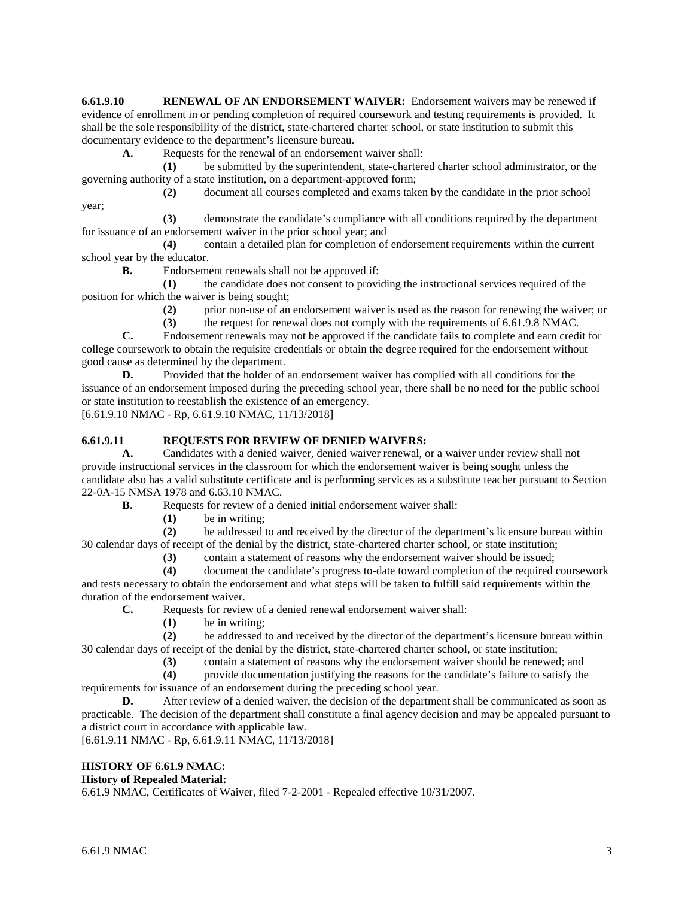**6.61.9.10 RENEWAL OF AN ENDORSEMENT WAIVER:** Endorsement waivers may be renewed if evidence of enrollment in or pending completion of required coursework and testing requirements is provided. It shall be the sole responsibility of the district, state-chartered charter school, or state institution to submit this documentary evidence to the department's licensure bureau.

**A.** Requests for the renewal of an endorsement waiver shall:

**(1)** be submitted by the superintendent, state-chartered charter school administrator, or the governing authority of a state institution, on a department-approved form;

**(2)** document all courses completed and exams taken by the candidate in the prior school year;

**(3)** demonstrate the candidate's compliance with all conditions required by the department for issuance of an endorsement waiver in the prior school year; and

**(4)** contain a detailed plan for completion of endorsement requirements within the current school year by the educator.

**B.** Endorsement renewals shall not be approved if:

**(1)** the candidate does not consent to providing the instructional services required of the position for which the waiver is being sought;

**(2)** prior non-use of an endorsement waiver is used as the reason for renewing the waiver; or

**(3)** the request for renewal does not comply with the requirements of 6.61.9.8 NMAC.

**C.** Endorsement renewals may not be approved if the candidate fails to complete and earn credit for college coursework to obtain the requisite credentials or obtain the degree required for the endorsement without good cause as determined by the department.

**D.** Provided that the holder of an endorsement waiver has complied with all conditions for the issuance of an endorsement imposed during the preceding school year, there shall be no need for the public school or state institution to reestablish the existence of an emergency.

[6.61.9.10 NMAC - Rp, 6.61.9.10 NMAC, 11/13/2018]

**6.61.9.11 REQUESTS FOR REVIEW OF DENIED WAIVERS:**

**A.** Candidates with a denied waiver, denied waiver renewal, or a waiver under review shall not provide instructional services in the classroom for which the endorsement waiver is being sought unless the candidate also has a valid substitute certificate and is performing services as a substitute teacher pursuant to Section 22-0A-15 NMSA 1978 and 6.63.10 NMAC.

**B.** Requests for review of a denied initial endorsement waiver shall:

**(1)** be in writing;

**(2)** be addressed to and received by the director of the department's licensure bureau within 30 calendar days of receipt of the denial by the district, state-chartered charter school, or state institution;

**(3)** contain a statement of reasons why the endorsement waiver should be issued;

**(4)** document the candidate's progress to-date toward completion of the required coursework and tests necessary to obtain the endorsement and what steps will be taken to fulfill said requirements within the duration of the endorsement waiver.

**C.** Requests for review of a denied renewal endorsement waiver shall:

**(1)** be in writing;

**(2)** be addressed to and received by the director of the department's licensure bureau within 30 calendar days of receipt of the denial by the district, state-chartered charter school, or state institution;

**(3)** contain a statement of reasons why the endorsement waiver should be renewed; and

**(4)** provide documentation justifying the reasons for the candidate's failure to satisfy the requirements for issuance of an endorsement during the preceding school year.

**D.** After review of a denied waiver, the decision of the department shall be communicated as soon as practicable. The decision of the department shall constitute a final agency decision and may be appealed pursuant to a district court in accordance with applicable law.

[6.61.9.11 NMAC - Rp, 6.61.9.11 NMAC, 11/13/2018]

**HISTORY OF 6.61.9 NMAC:**

**History of Repealed Material:**

6.61.9 NMAC, Certificates of Waiver, filed 7-2-2001 - Repealed effective 10/31/2007.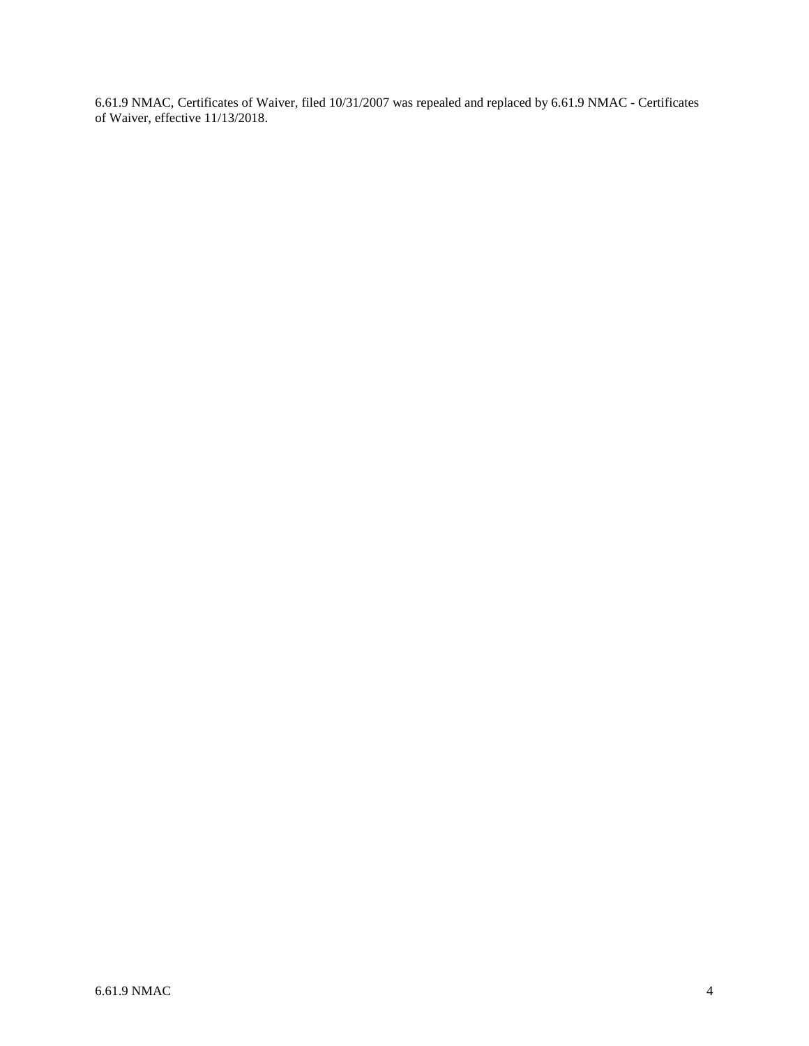6.61.9 NMAC, Certificates of Waiver, filed 10/31/2007 was repealed and replaced by 6.61.9 NMAC - Certificates of Waiver, effective 11/13/2018.